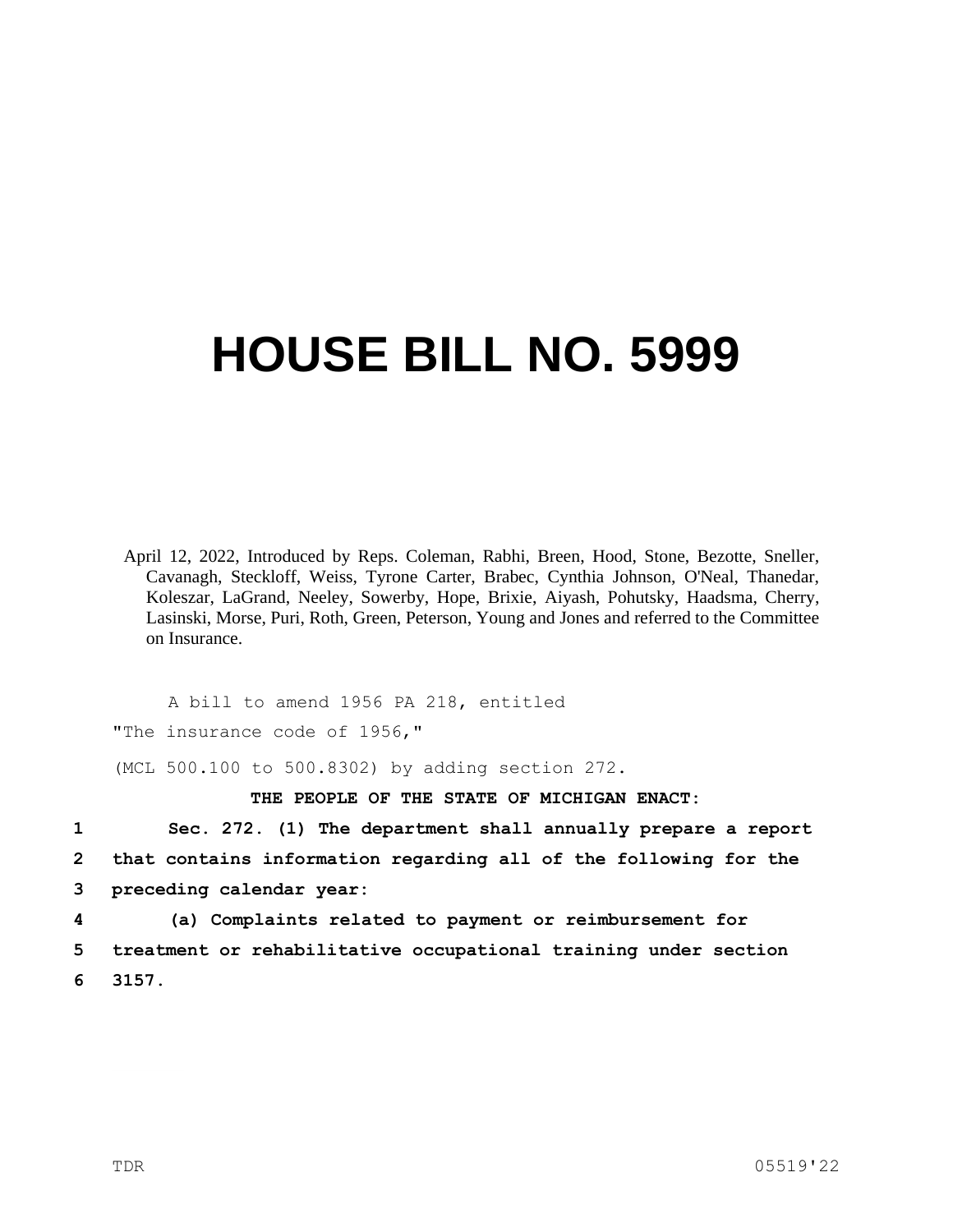# HOUSE BILL NO. 5999

April 12, 2022, Introduced by Reps. Coleman, Rabhi, Breen, Hood, Stone, Bezotte, Sneller, Cavanagh, Steckloff, Weiss, Tyrone Carter, Brabec, Cynthia Johnson, O'Neal, Thanedar, Koleszar, LaGrand, Neeley, Sowerby, Hope, Brixie, Aiyash, Pohutsky, Haadsma, Cherry, Lasinski, Morse, Puri, Roth, Green, Peterson, Young and Jones and referred to the Committee on Insurance.

A bill to amend 1956 PA 218, entitled

"The insurance code of 1956,"

(MCL 500.100 to 500.8302) by adding section 272.

**THE PEOPLE OF THE STATE OF MICHIGAN ENACT:**

1 **Sec. 272. (1) The department shall annually prepare a report**
2 **that contains information regarding all of the following for the**
3 **preceding calendar year:**
4 **(a) Complaints related to payment or reimbursement for**
5 **treatment or rehabilitative occupational training under section**
6 **3157.**

TDR 05519'22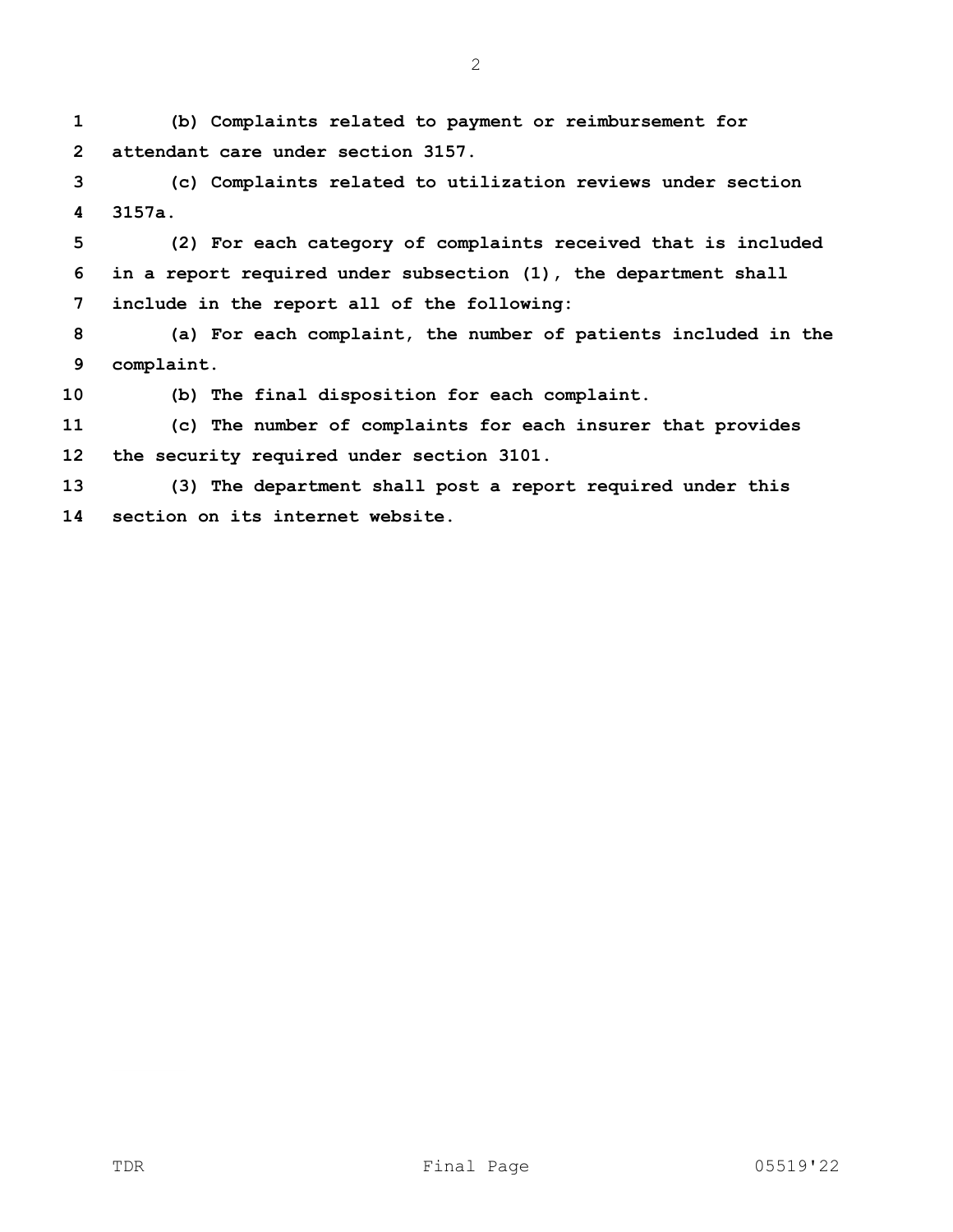**(b) Complaints related to payment or reimbursement for attendant care under section 3157.**

**(c) Complaints related to utilization reviews under section 3157a.**

**(2) For each category of complaints received that is included in a report required under subsection (1), the department shall include in the report all of the following:**

**(a) For each complaint, the number of patients included in the complaint.**

**(b) The final disposition for each complaint.**

**(c) The number of complaints for each insurer that provides the security required under section 3101.**

**(3) The department shall post a report required under this section on its internet website.**